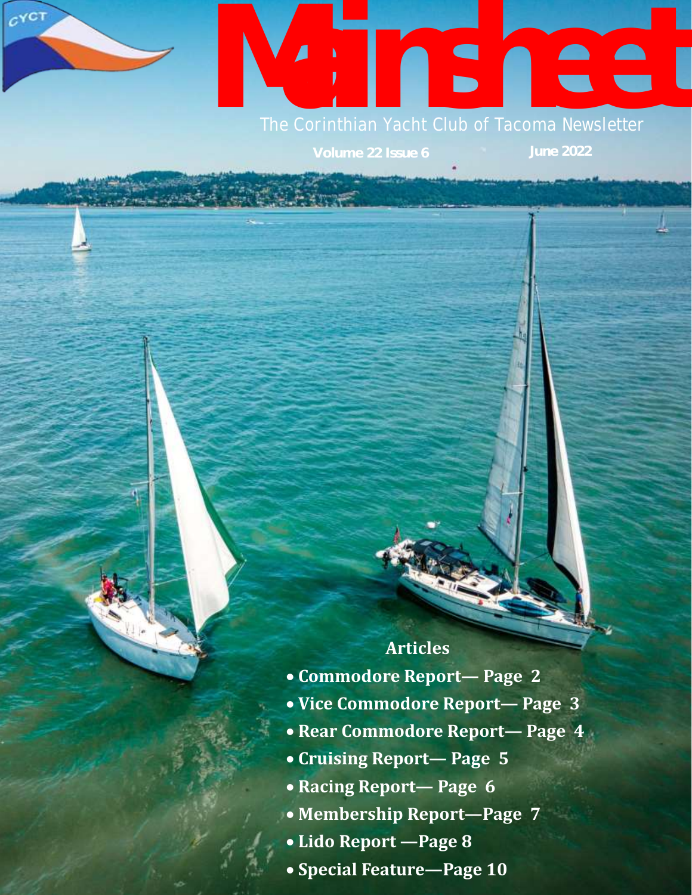CYCT

# Mainsheet

The Corinthian Yacht Club of Tacoma Newsletter

**Volume 22 Issue 6** **June 2022**

## Articles

- **Commodore Report— Page 2**
- **Vice Commodore Report— Page 3**
- **Rear Commodore Report— Page 4**
- **Cruising Report— Page 5**
- **Racing Report— Page 6**
- **Membership Report—Page 7**
- **Lido Report —Page 8**
- **Special Feature—Page 10**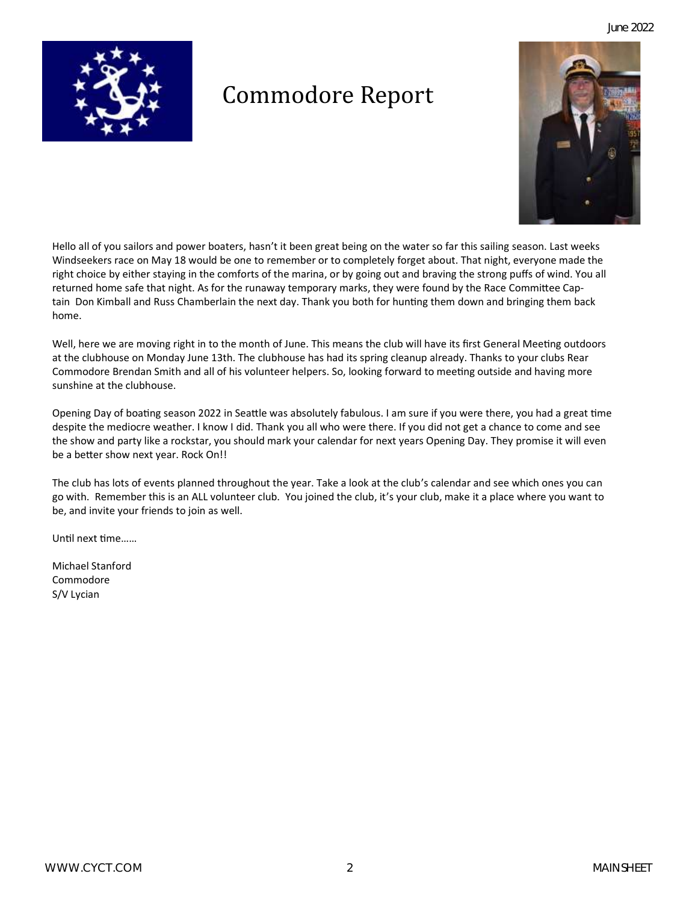# Commodore Report

Hello all of you sailors and power boaters, hasn't it been great being on the water so far this sailing season. Last weeks Windseekers race on May 18 would be one to remember or to completely forget about. That night, everyone made the right choice by either staying in the comforts of the marina, or by going out and braving the strong puffs of wind. You all returned home safe that night. As for the runaway temporary marks, they were found by the Race Committee Captain Don Kimball and Russ Chamberlain the next day. Thank you both for hunting them down and bringing them back home.

Well, here we are moving right in to the month of June. This means the club will have its first General Meeting outdoors at the clubhouse on Monday June 13th. The clubhouse has had its spring cleanup already. Thanks to your clubs Rear Commodore Brendan Smith and all of his volunteer helpers. So, looking forward to meeting outside and having more sunshine at the clubhouse.

Opening Day of boating season 2022 in Seattle was absolutely fabulous. I am sure if you were there, you had a great time despite the mediocre weather. I know I did. Thank you all who were there. If you did not get a chance to come and see the show and party like a rockstar, you should mark your calendar for next years Opening Day. They promise it will even be a better show next year. Rock On!!

The club has lots of events planned throughout the year. Take a look at the club's calendar and see which ones you can go with. Remember this is an ALL volunteer club. You joined the club, it's your club, make it a place where you want to be, and invite your friends to join as well.

Until next time……

Michael Stanford
Commodore
S/V Lycian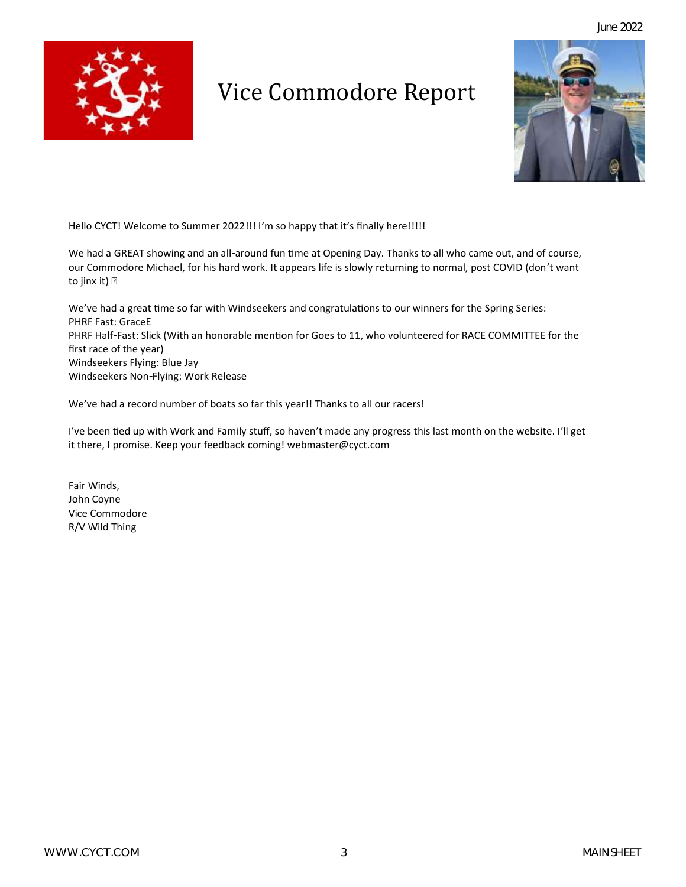# Vice Commodore Report

Hello CYCT! Welcome to Summer 2022!!! I'm so happy that it's finally here!!!!!

We had a GREAT showing and an all-around fun time at Opening Day. Thanks to all who came out, and of course, our Commodore Michael, for his hard work. It appears life is slowly returning to normal, post COVID (don't want to jinx it) 

We've had a great time so far with Windseekers and congratulations to our winners for the Spring Series:
PHRF Fast: GraceE
PHRF Half-Fast: Slick (With an honorable mention for Goes to 11, who volunteered for RACE COMMITTEE for the first race of the year)
Windseekers Flying: Blue Jay
Windseekers Non-Flying: Work Release

We've had a record number of boats so far this year!! Thanks to all our racers!

I've been tied up with Work and Family stuff, so haven't made any progress this last month on the website. I'll get it there, I promise. Keep your feedback coming! webmaster@cyct.com

Fair Winds,
John Coyne
Vice Commodore
R/V Wild Thing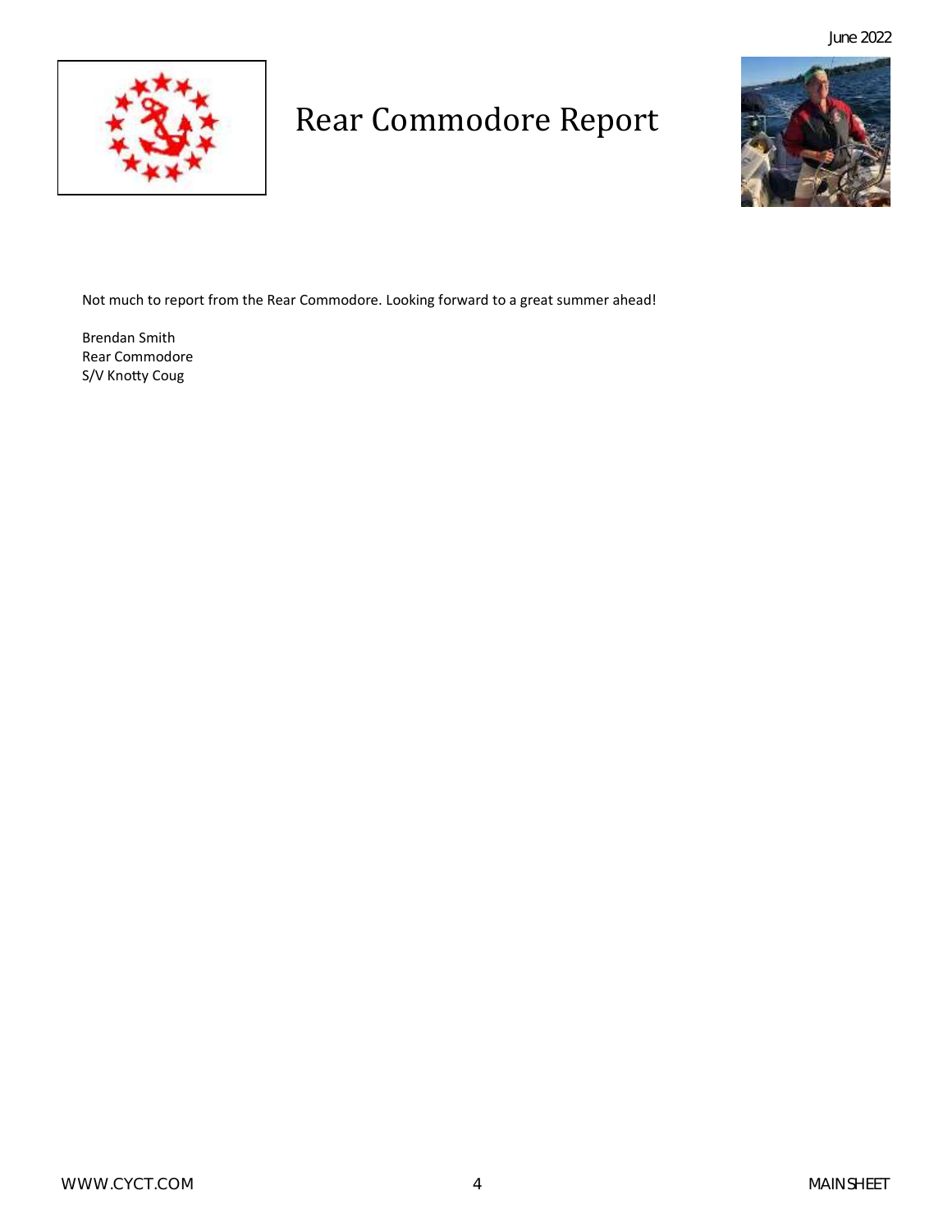# Rear Commodore Report

Not much to report from the Rear Commodore. Looking forward to a great summer ahead!

Brendan Smith  
Rear Commodore  
S/V Knotty Coug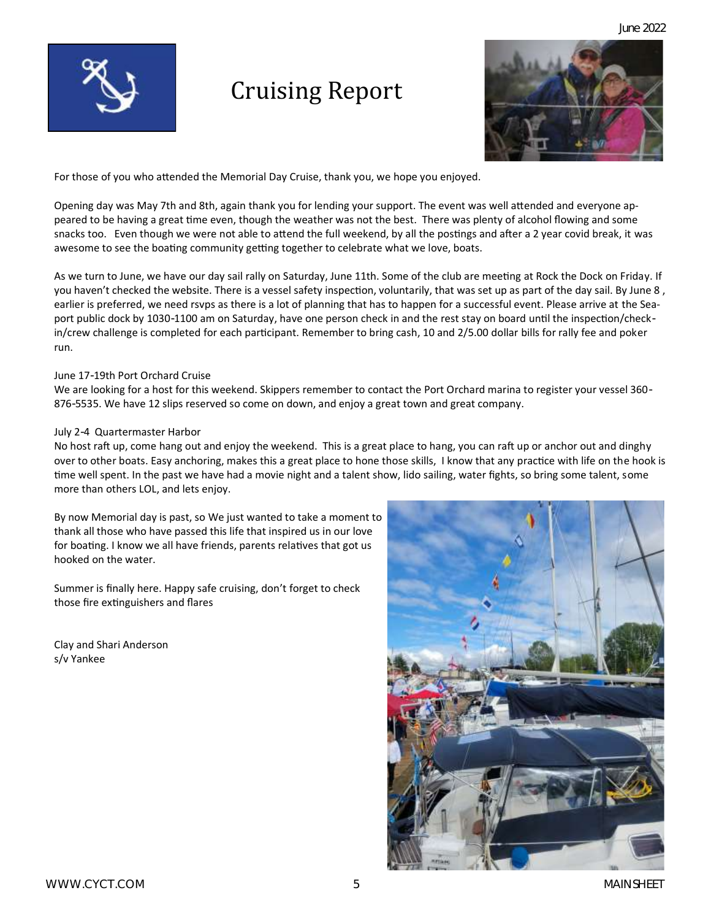# Cruising Report

For those of you who attended the Memorial Day Cruise, thank you, we hope you enjoyed.

Opening day was May 7th and 8th, again thank you for lending your support. The event was well attended and everyone appeared to be having a great time even, though the weather was not the best. There was plenty of alcohol flowing and some snacks too. Even though we were not able to attend the full weekend, by all the postings and after a 2 year covid break, it was awesome to see the boating community getting together to celebrate what we love, boats.

As we turn to June, we have our day sail rally on Saturday, June 11th. Some of the club are meeting at Rock the Dock on Friday. If you haven't checked the website. There is a vessel safety inspection, voluntarily, that was set up as part of the day sail. By June 8 , earlier is preferred, we need rsvps as there is a lot of planning that has to happen for a successful event. Please arrive at the Seaport public dock by 1030-1100 am on Saturday, have one person check in and the rest stay on board until the inspection/check-in/crew challenge is completed for each participant. Remember to bring cash, 10 and 2/5.00 dollar bills for rally fee and poker run.

June 17-19th Port Orchard Cruise

We are looking for a host for this weekend. Skippers remember to contact the Port Orchard marina to register your vessel 360-876-5535. We have 12 slips reserved so come on down, and enjoy a great town and great company.

July 2-4 Quartermaster Harbor

No host raft up, come hang out and enjoy the weekend. This is a great place to hang, you can raft up or anchor out and dinghy over to other boats. Easy anchoring, makes this a great place to hone those skills, I know that any practice with life on the hook is time well spent. In the past we have had a movie night and a talent show, lido sailing, water fights, so bring some talent, some more than others LOL, and lets enjoy.

By now Memorial day is past, so We just wanted to take a moment to thank all those who have passed this life that inspired us in our love for boating. I know we all have friends, parents relatives that got us hooked on the water.

Summer is finally here. Happy safe cruising, don't forget to check those fire extinguishers and flares

Clay and Shari Anderson
s/v Yankee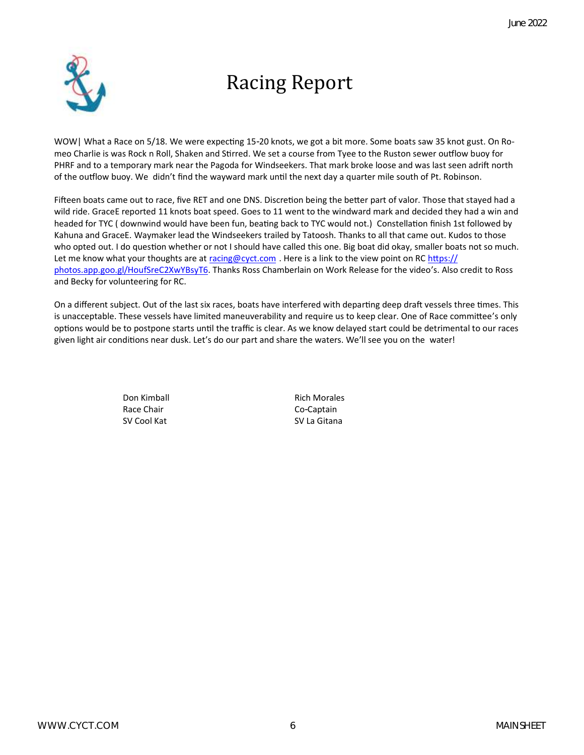# Racing Report

WOW| What a Race on 5/18. We were expecting 15-20 knots, we got a bit more. Some boats saw 35 knot gust. On Romeo Charlie is was Rock n Roll, Shaken and Stirred. We set a course from Tyee to the Ruston sewer outflow buoy for PHRF and to a temporary mark near the Pagoda for Windseekers. That mark broke loose and was last seen adrift north of the outflow buoy. We didn't find the wayward mark until the next day a quarter mile south of Pt. Robinson.

Fifteen boats came out to race, five RET and one DNS. Discretion being the better part of valor. Those that stayed had a wild ride. GraceE reported 11 knots boat speed. Goes to 11 went to the windward mark and decided they had a win and headed for TYC ( downwind would have been fun, beating back to TYC would not.) Constellation finish 1st followed by Kahuna and GraceE. Waymaker lead the Windseekers trailed by Tatoosh. Thanks to all that came out. Kudos to those who opted out. I do question whether or not I should have called this one. Big boat did okay, smaller boats not so much. Let me know what your thoughts are at racing@cyct.com . Here is a link to the view point on RC https://photos.app.goo.gl/HoufSreC2XwYBsyT6. Thanks Ross Chamberlain on Work Release for the video's. Also credit to Ross and Becky for volunteering for RC.

On a different subject. Out of the last six races, boats have interfered with departing deep draft vessels three times. This is unacceptable. These vessels have limited maneuverability and require us to keep clear. One of Race committee's only options would be to postpone starts until the traffic is clear. As we know delayed start could be detrimental to our races given light air conditions near dusk. Let's do our part and share the waters. We'll see you on the water!

Don Kimball
Race Chair
SV Cool Kat

Rich Morales
Co-Captain
SV La Gitana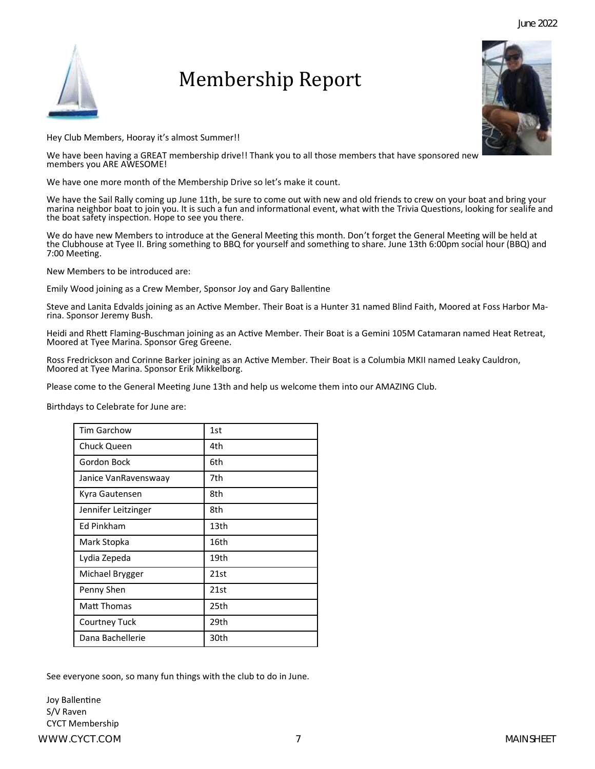# Membership Report

Hey Club Members, Hooray it's almost Summer!!

We have been having a GREAT membership drive!! Thank you to all those members that have sponsored new members you ARE AWESOME!

We have one more month of the Membership Drive so let's make it count.

We have the Sail Rally coming up June 11th, be sure to come out with new and old friends to crew on your boat and bring your marina neighbor boat to join you. It is such a fun and informational event, what with the Trivia Questions, looking for sealife and the boat safety inspection. Hope to see you there.

We do have new Members to introduce at the General Meeting this month. Don't forget the General Meeting will be held at the Clubhouse at Tyee II. Bring something to BBQ for yourself and something to share. June 13th 6:00pm social hour (BBQ) and 7:00 Meeting.

New Members to be introduced are:

Emily Wood joining as a Crew Member, Sponsor Joy and Gary Ballentine

Steve and Lanita Edvalds joining as an Active Member. Their Boat is a Hunter 31 named Blind Faith, Moored at Foss Harbor Marina. Sponsor Jeremy Bush.

Heidi and Rhett Flaming-Buschman joining as an Active Member. Their Boat is a Gemini 105M Catamaran named Heat Retreat, Moored at Tyee Marina. Sponsor Greg Greene.

Ross Fredrickson and Corinne Barker joining as an Active Member. Their Boat is a Columbia MKII named Leaky Cauldron, Moored at Tyee Marina. Sponsor Erik Mikkelborg.

Please come to the General Meeting June 13th and help us welcome them into our AMAZING Club.

Birthdays to Celebrate for June are:

| | |
|---|---|
| Tim Garchow | 1st |
| Chuck Queen | 4th |
| Gordon Bock | 6th |
| Janice VanRavenswaay | 7th |
| Kyra Gautensen | 8th |
| Jennifer Leitzinger | 8th |
| Ed Pinkham | 13th |
| Mark Stopka | 16th |
| Lydia Zepeda | 19th |
| Michael Brygger | 21st |
| Penny Shen | 21st |
| Matt Thomas | 25th |
| Courtney Tuck | 29th |
| Dana Bachellerie | 30th |

See everyone soon, so many fun things with the club to do in June.

Joy Ballentine
S/V Raven
CYCT Membership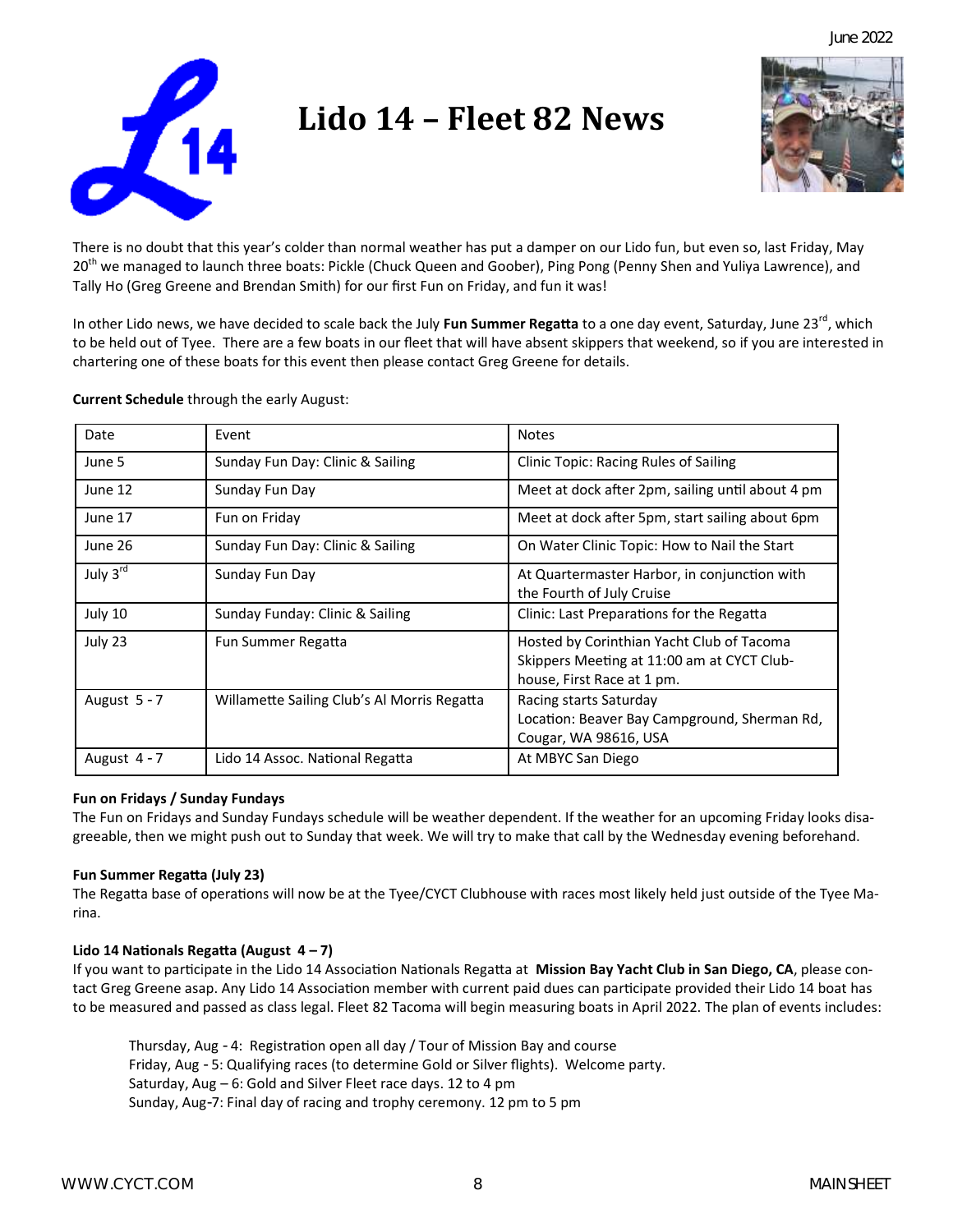# Lido 14 – Fleet 82 News

There is no doubt that this year's colder than normal weather has put a damper on our Lido fun, but even so, last Friday, May 20th we managed to launch three boats: Pickle (Chuck Queen and Goober), Ping Pong (Penny Shen and Yuliya Lawrence), and Tally Ho (Greg Greene and Brendan Smith) for our first Fun on Friday, and fun it was!

In other Lido news, we have decided to scale back the July **Fun Summer Regatta** to a one day event, Saturday, June 23rd, which to be held out of Tyee. There are a few boats in our fleet that will have absent skippers that weekend, so if you are interested in chartering one of these boats for this event then please contact Greg Greene for details.

**Current Schedule** through the early August:

| Date | Event | Notes |
|---|---|---|
| June 5 | Sunday Fun Day: Clinic & Sailing | Clinic Topic: Racing Rules of Sailing |
| June 12 | Sunday Fun Day | Meet at dock after 2pm, sailing until about 4 pm |
| June 17 | Fun on Friday | Meet at dock after 5pm, start sailing about 6pm |
| June 26 | Sunday Fun Day: Clinic & Sailing | On Water Clinic Topic: How to Nail the Start |
| July 3rd | Sunday Fun Day | At Quartermaster Harbor, in conjunction with the Fourth of July Cruise |
| July 10 | Sunday Funday: Clinic & Sailing | Clinic: Last Preparations for the Regatta |
| July 23 | Fun Summer Regatta | Hosted by Corinthian Yacht Club of Tacoma Skippers Meeting at 11:00 am at CYCT Clubhouse, First Race at 1 pm. |
| August 5 - 7 | Willamette Sailing Club's Al Morris Regatta | Racing starts Saturday Location: Beaver Bay Campground, Sherman Rd, Cougar, WA 98616, USA |
| August 4 - 7 | Lido 14 Assoc. National Regatta | At MBYC San Diego |

**Fun on Fridays / Sunday Fundays**

The Fun on Fridays and Sunday Fundays schedule will be weather dependent. If the weather for an upcoming Friday looks disagreeable, then we might push out to Sunday that week. We will try to make that call by the Wednesday evening beforehand.

**Fun Summer Regatta (July 23)**

The Regatta base of operations will now be at the Tyee/CYCT Clubhouse with races most likely held just outside of the Tyee Marina.

**Lido 14 Nationals Regatta (August 4 – 7)**

If you want to participate in the Lido 14 Association Nationals Regatta at **Mission Bay Yacht Club in San Diego, CA**, please contact Greg Greene asap. Any Lido 14 Association member with current paid dues can participate provided their Lido 14 boat has to be measured and passed as class legal. Fleet 82 Tacoma will begin measuring boats in April 2022. The plan of events includes:

- Thursday, Aug - 4: Registration open all day / Tour of Mission Bay and course
- Friday, Aug - 5: Qualifying races (to determine Gold or Silver flights). Welcome party.
- Saturday, Aug – 6: Gold and Silver Fleet race days. 12 to 4 pm
- Sunday, Aug-7: Final day of racing and trophy ceremony. 12 pm to 5 pm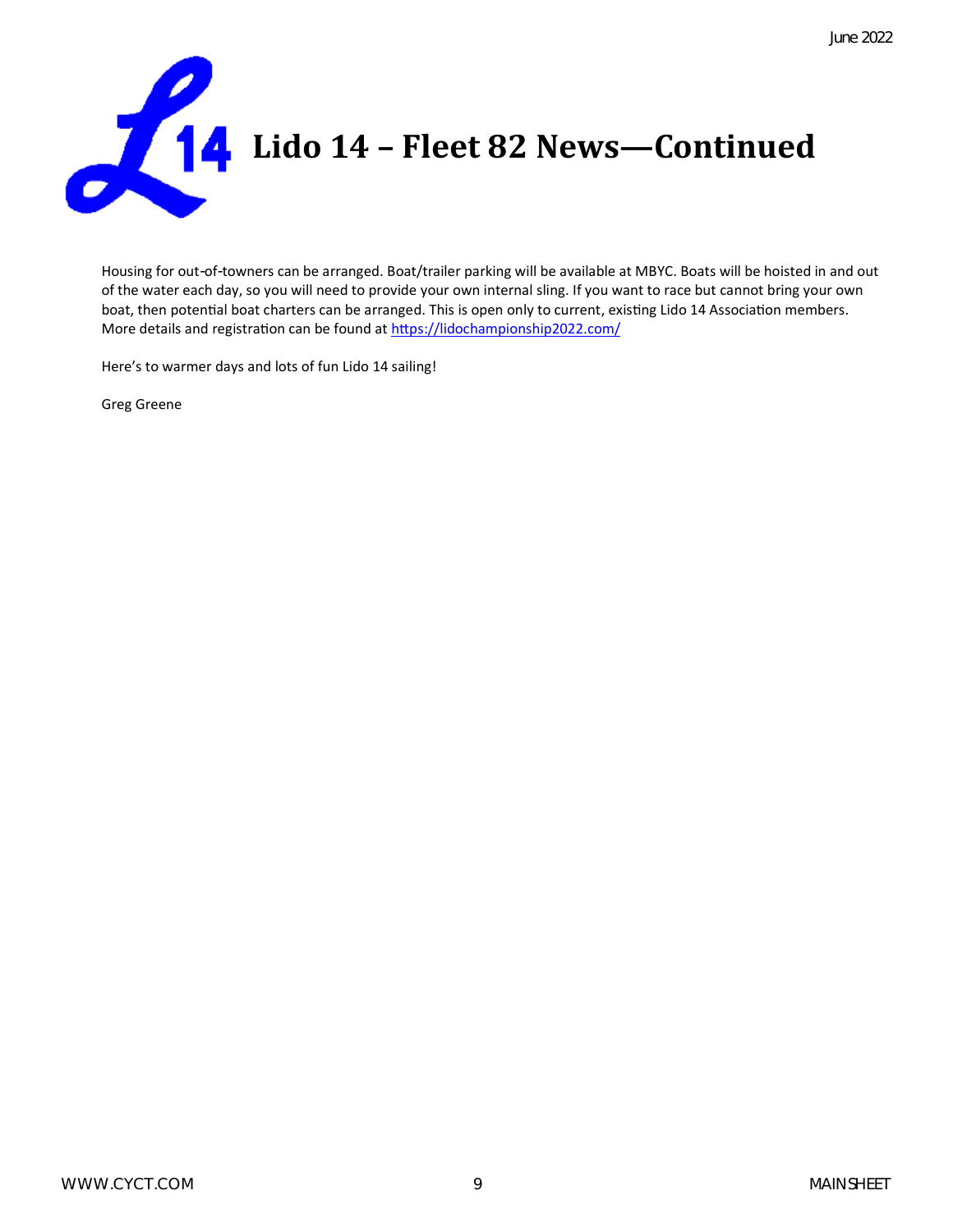# Lido 14 – Fleet 82 News—Continued

Housing for out-of-towners can be arranged. Boat/trailer parking will be available at MBYC. Boats will be hoisted in and out of the water each day, so you will need to provide your own internal sling. If you want to race but cannot bring your own boat, then potential boat charters can be arranged. This is open only to current, existing Lido 14 Association members. More details and registration can be found at https://lidochampionship2022.com/

Here's to warmer days and lots of fun Lido 14 sailing!

Greg Greene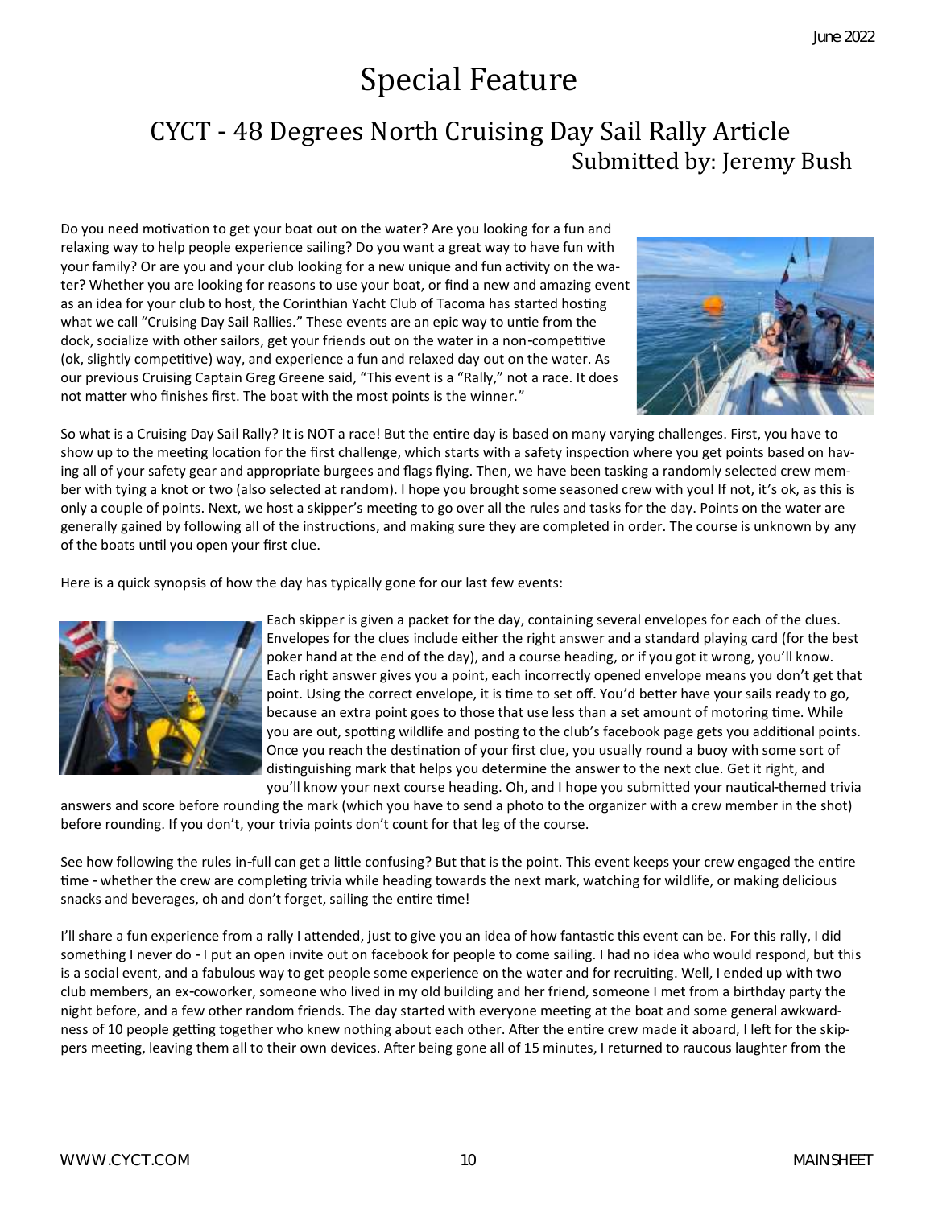# Special Feature

## CYCT - 48 Degrees North Cruising Day Sail Rally Article

Submitted by: Jeremy Bush

Do you need motivation to get your boat out on the water? Are you looking for a fun and relaxing way to help people experience sailing? Do you want a great way to have fun with your family? Or are you and your club looking for a new unique and fun activity on the water? Whether you are looking for reasons to use your boat, or find a new and amazing event as an idea for your club to host, the Corinthian Yacht Club of Tacoma has started hosting what we call "Cruising Day Sail Rallies." These events are an epic way to untie from the dock, socialize with other sailors, get your friends out on the water in a non-competitive (ok, slightly competitive) way, and experience a fun and relaxed day out on the water. As our previous Cruising Captain Greg Greene said, "This event is a "Rally," not a race. It does not matter who finishes first. The boat with the most points is the winner."

So what is a Cruising Day Sail Rally? It is NOT a race! But the entire day is based on many varying challenges. First, you have to show up to the meeting location for the first challenge, which starts with a safety inspection where you get points based on having all of your safety gear and appropriate burgees and flags flying. Then, we have been tasking a randomly selected crew member with tying a knot or two (also selected at random). I hope you brought some seasoned crew with you! If not, it's ok, as this is only a couple of points. Next, we host a skipper's meeting to go over all the rules and tasks for the day. Points on the water are generally gained by following all of the instructions, and making sure they are completed in order. The course is unknown by any of the boats until you open your first clue.

Here is a quick synopsis of how the day has typically gone for our last few events:

Each skipper is given a packet for the day, containing several envelopes for each of the clues. Envelopes for the clues include either the right answer and a standard playing card (for the best poker hand at the end of the day), and a course heading, or if you got it wrong, you'll know. Each right answer gives you a point, each incorrectly opened envelope means you don't get that point. Using the correct envelope, it is time to set off. You'd better have your sails ready to go, because an extra point goes to those that use less than a set amount of motoring time. While you are out, spotting wildlife and posting to the club's facebook page gets you additional points. Once you reach the destination of your first clue, you usually round a buoy with some sort of distinguishing mark that helps you determine the answer to the next clue. Get it right, and you'll know your next course heading. Oh, and I hope you submitted your nautical-themed trivia answers and score before rounding the mark (which you have to send a photo to the organizer with a crew member in the shot) before rounding. If you don't, your trivia points don't count for that leg of the course.

See how following the rules in-full can get a little confusing? But that is the point. This event keeps your crew engaged the entire time - whether the crew are completing trivia while heading towards the next mark, watching for wildlife, or making delicious snacks and beverages, oh and don't forget, sailing the entire time!

I'll share a fun experience from a rally I attended, just to give you an idea of how fantastic this event can be. For this rally, I did something I never do - I put an open invite out on facebook for people to come sailing. I had no idea who would respond, but this is a social event, and a fabulous way to get people some experience on the water and for recruiting. Well, I ended up with two club members, an ex-coworker, someone who lived in my old building and her friend, someone I met from a birthday party the night before, and a few other random friends. The day started with everyone meeting at the boat and some general awkwardness of 10 people getting together who knew nothing about each other. After the entire crew made it aboard, I left for the skippers meeting, leaving them all to their own devices. After being gone all of 15 minutes, I returned to raucous laughter from the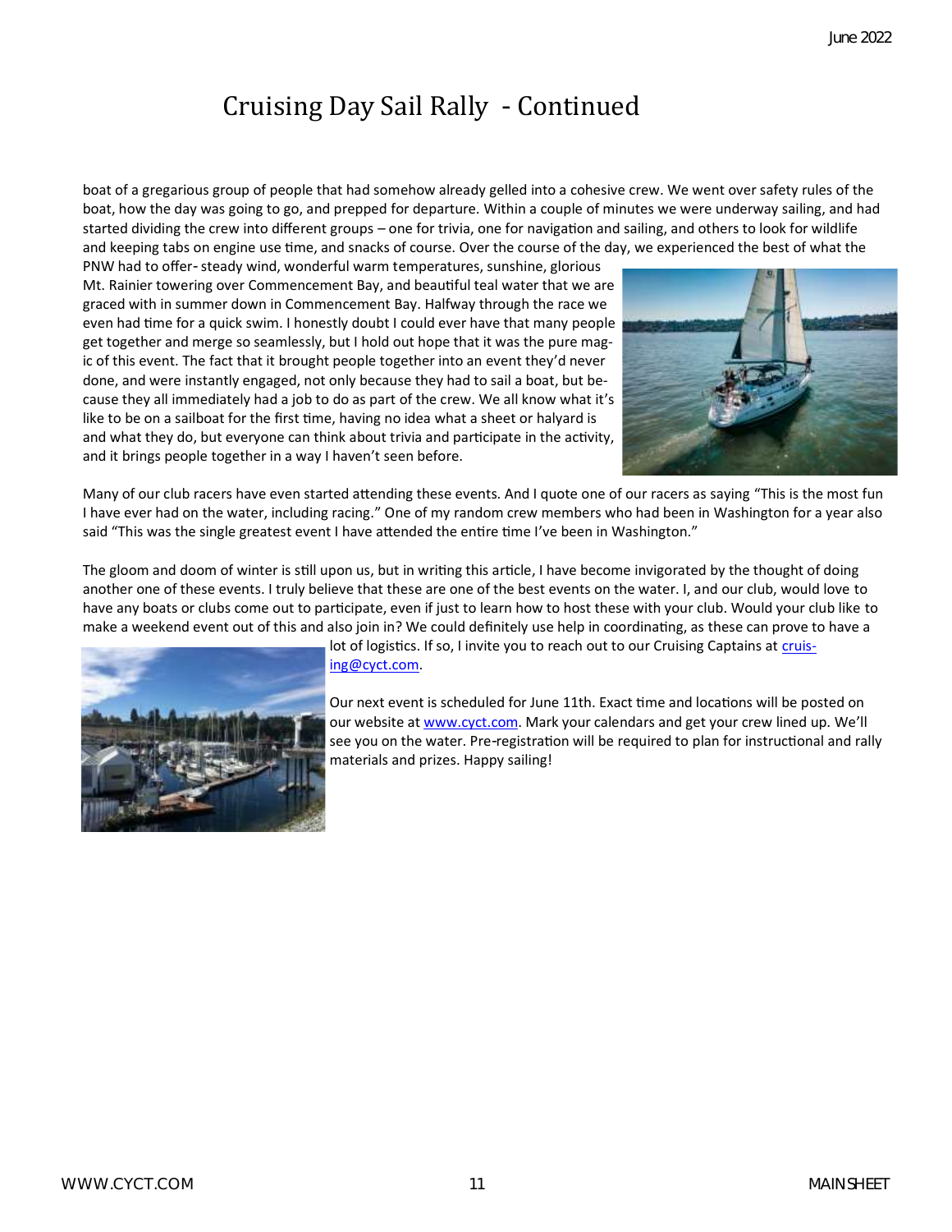# Cruising Day Sail Rally - Continued

boat of a gregarious group of people that had somehow already gelled into a cohesive crew. We went over safety rules of the boat, how the day was going to go, and prepped for departure. Within a couple of minutes we were underway sailing, and had started dividing the crew into different groups – one for trivia, one for navigation and sailing, and others to look for wildlife and keeping tabs on engine use time, and snacks of course. Over the course of the day, we experienced the best of what the PNW had to offer- steady wind, wonderful warm temperatures, sunshine, glorious Mt. Rainier towering over Commencement Bay, and beautiful teal water that we are graced with in summer down in Commencement Bay. Halfway through the race we even had time for a quick swim. I honestly doubt I could ever have that many people get together and merge so seamlessly, but I hold out hope that it was the pure magic of this event. The fact that it brought people together into an event they'd never done, and were instantly engaged, not only because they had to sail a boat, but because they all immediately had a job to do as part of the crew. We all know what it's like to be on a sailboat for the first time, having no idea what a sheet or halyard is and what they do, but everyone can think about trivia and participate in the activity, and it brings people together in a way I haven't seen before.

Many of our club racers have even started attending these events. And I quote one of our racers as saying "This is the most fun I have ever had on the water, including racing." One of my random crew members who had been in Washington for a year also said "This was the single greatest event I have attended the entire time I've been in Washington."

The gloom and doom of winter is still upon us, but in writing this article, I have become invigorated by the thought of doing another one of these events. I truly believe that these are one of the best events on the water. I, and our club, would love to have any boats or clubs come out to participate, even if just to learn how to host these with your club. Would your club like to make a weekend event out of this and also join in? We could definitely use help in coordinating, as these can prove to have a lot of logistics. If so, I invite you to reach out to our Cruising Captains at cruising@cyct.com.

Our next event is scheduled for June 11th. Exact time and locations will be posted on our website at www.cyct.com. Mark your calendars and get your crew lined up. We'll see you on the water. Pre-registration will be required to plan for instructional and rally materials and prizes. Happy sailing!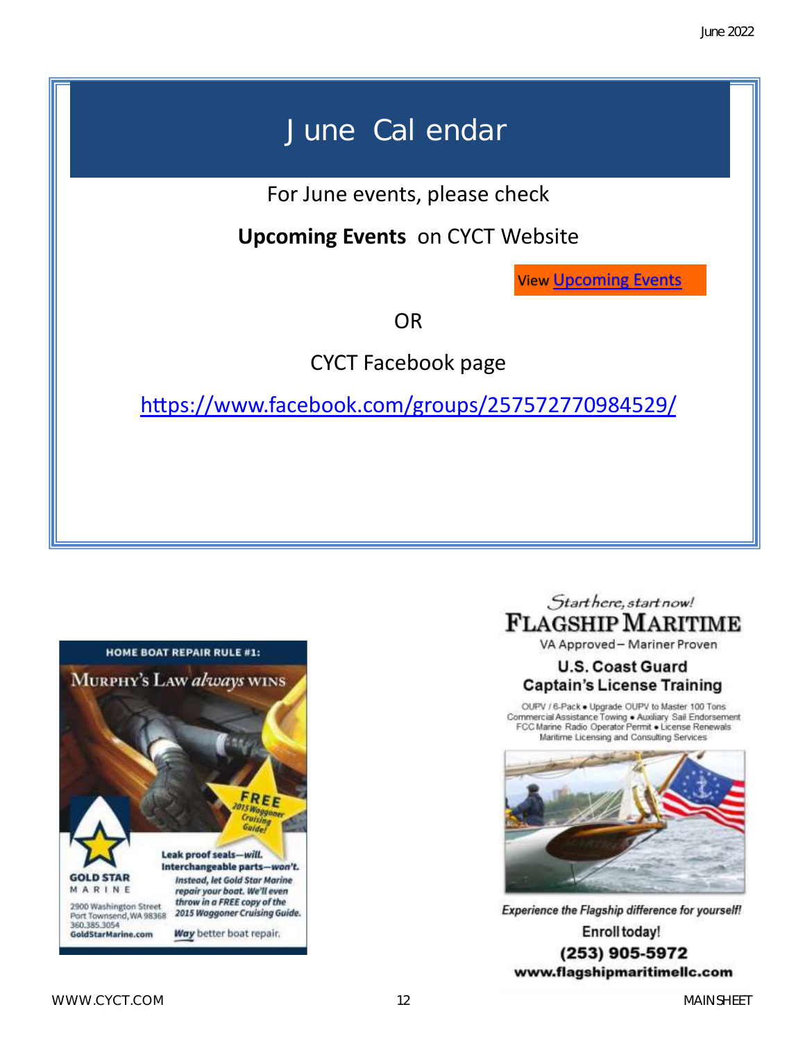# June Calendar

For June events, please check

**Upcoming Events** on CYCT Website

View [Upcoming Events]

OR

CYCT Facebook page

https://www.facebook.com/groups/257572770984529/

HOME BOAT REPAIR RULE #1:

MURPHY'S LAW *always* WINS

FREE 2015 Waggoner Cruising Guide!

Leak proof seals—*will.*
Interchangeable parts—*won't.*

*Instead, let Gold Star Marine repair your boat. We'll even throw in a FREE copy of the 2015 Waggoner Cruising Guide.*

GOLD STAR MARINE
2900 Washington Street
Port Townsend, WA 98368
360.385.3054
GoldStarMarine.com

*Way* better boat repair.

*Start here, start now!*

**FLAGSHIP MARITIME**

VA Approved – Mariner Proven

**U.S. Coast Guard Captain's License Training**

OUPV / 6-Pack • Upgrade OUPV to Master 100 Tons
Commercial Assistance Towing • Auxiliary Sail Endorsement
FCC Marine Radio Operator Permit • License Renewals
Maritime Licensing and Consulting Services

*Experience the Flagship difference for yourself!*

Enroll today!

**(253) 905-5972**

**www.flagshipmaritimellc.com**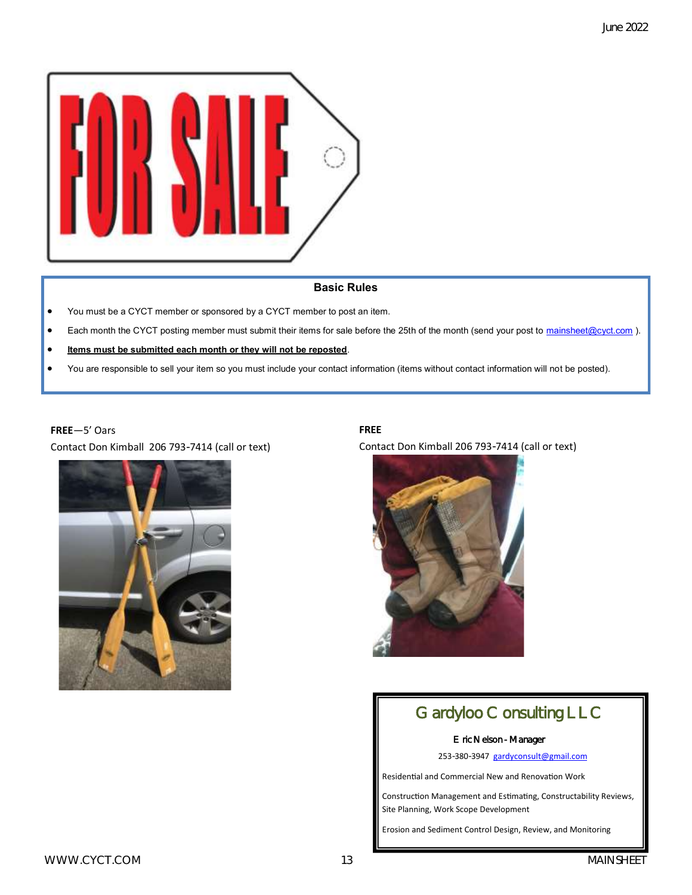# FOR SALE

### Basic Rules

- You must be a CYCT member or sponsored by a CYCT member to post an item.
- Each month the CYCT posting member must submit their items for sale before the 25th of the month (send your post to mainsheet@cyct.com ).
- **Items must be submitted each month or they will not be reposted**.
- You are responsible to sell your item so you must include your contact information (items without contact information will not be posted).

**FREE**—5' Oars

Contact Don Kimball 206 793-7414 (call or text)

**FREE**

Contact Don Kimball 206 793-7414 (call or text)

## Gardyloo Consulting LLC

Eric Nelson - Manager

253-380-3947 gardyconsult@gmail.com

Residential and Commercial New and Renovation Work

Construction Management and Estimating, Constructability Reviews, Site Planning, Work Scope Development

Erosion and Sediment Control Design, Review, and Monitoring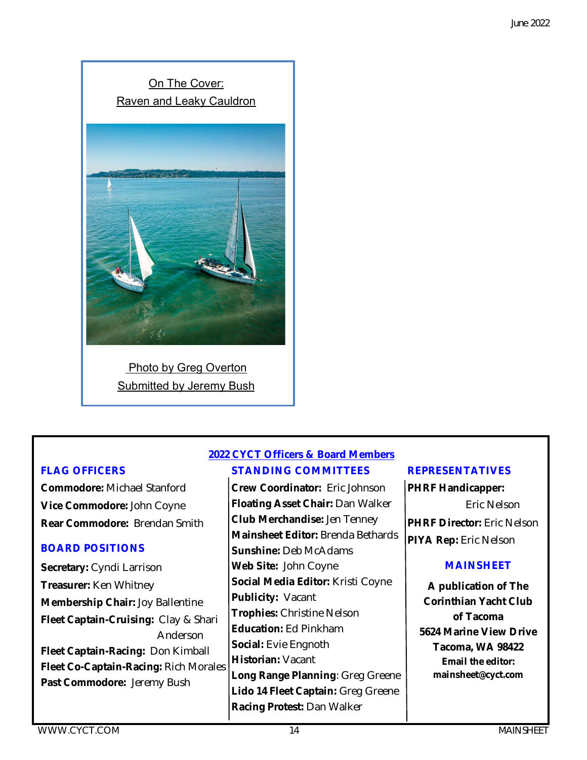On The Cover:

Raven and Leaky Cauldron

Photo by Greg Overton

Submitted by Jeremy Bush

## 2022 CYCT Officers & Board Members

### FLAG OFFICERS

**Commodore:** Michael Stanford

**Vice Commodore:** John Coyne

**Rear Commodore:** Brendan Smith

### BOARD POSITIONS

**Secretary:** Cyndi Larrison

**Treasurer:** Ken Whitney

**Membership Chair:** Joy Ballentine

**Fleet Captain-Cruising:** Clay & Shari Anderson

**Fleet Captain-Racing:** Don Kimball

**Fleet Co-Captain-Racing:** Rich Morales

**Past Commodore:** Jeremy Bush

### STANDING COMMITTEES

**Crew Coordinator:** Eric Johnson

**Floating Asset Chair:** Dan Walker

**Club Merchandise:** Jen Tenney

**Mainsheet Editor:** Brenda Bethards

**Sunshine:** Deb McAdams

**Web Site:** John Coyne

**Social Media Editor:** Kristi Coyne

**Publicity:** Vacant

**Trophies:** Christine Nelson

**Education:** Ed Pinkham

**Social:** Evie Engnoth

**Historian:** Vacant

**Long Range Planning**: Greg Greene

**Lido 14 Fleet Captain:** Greg Greene

**Racing Protest:** Dan Walker

### REPRESENTATIVES

**PHRF Handicapper:** Eric Nelson

**PHRF Director:** Eric Nelson

**PIYA Rep:** Eric Nelson

### MAINSHEET

**A publication of The Corinthian Yacht Club of Tacoma**

**5624 Marine View Drive**

**Tacoma, WA 98422**

**Email the editor:**

**mainsheet@cyct.com**